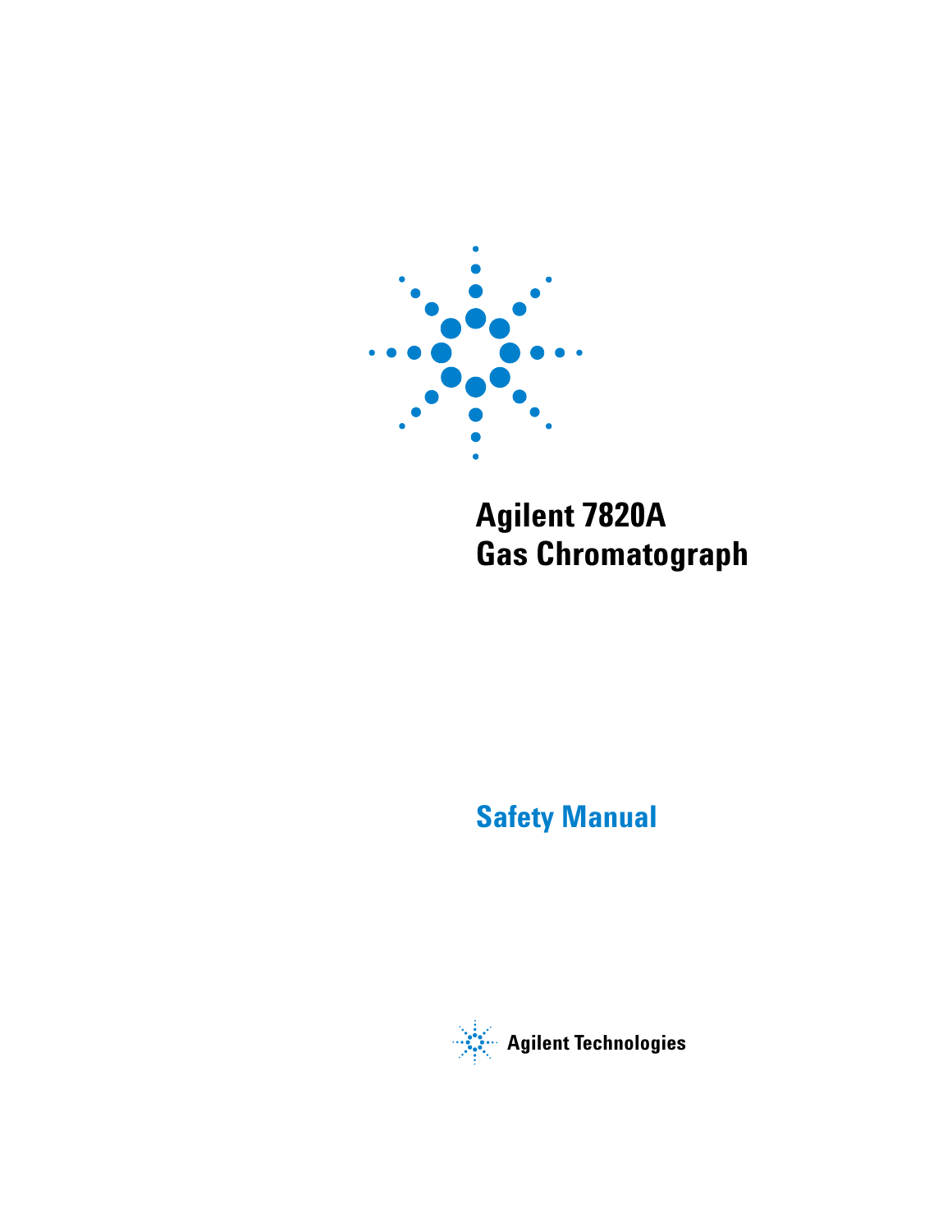# Agilent 7820A Gas Chromatograph

## Safety Manual

Agilent Technologies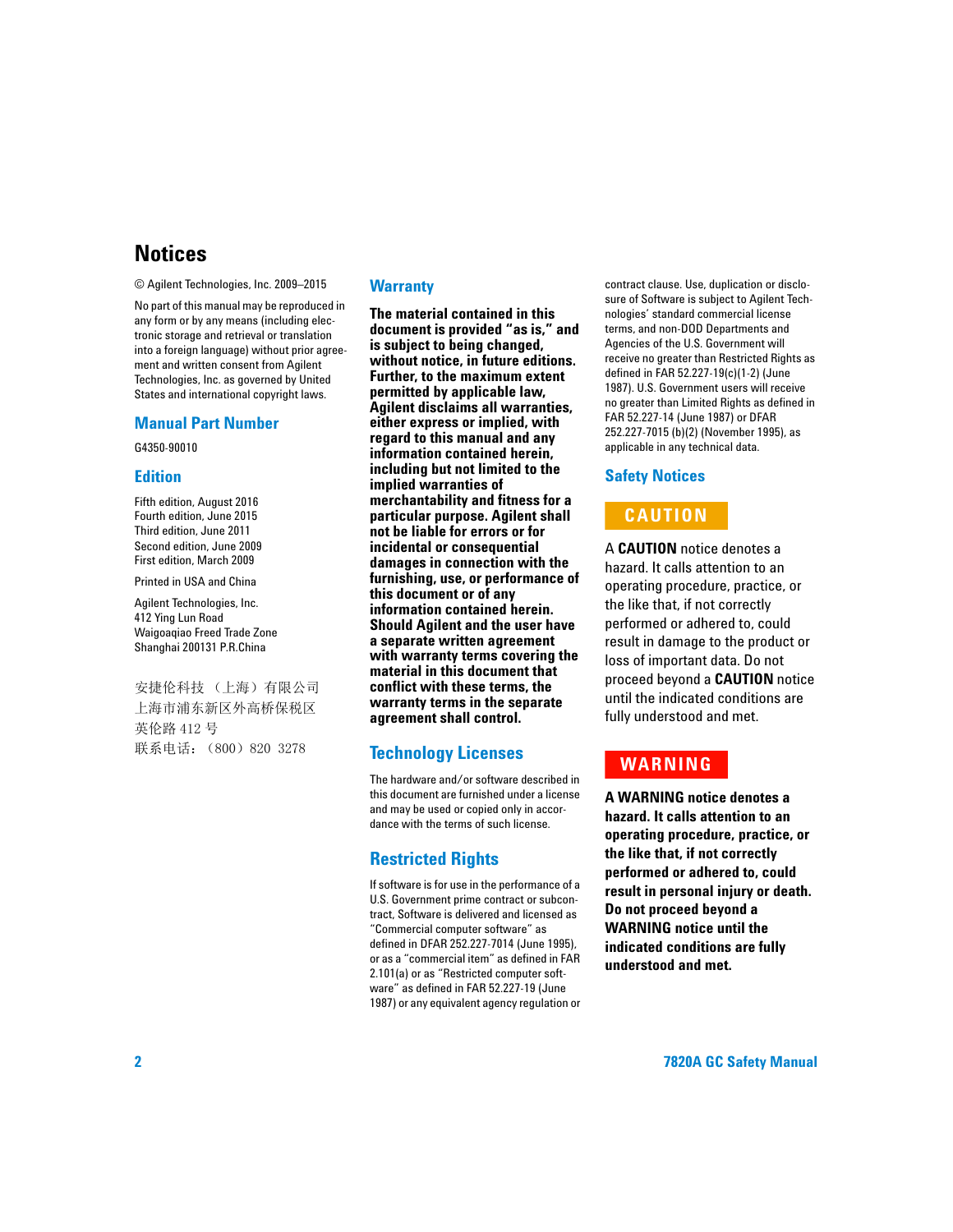# Notices

© Agilent Technologies, Inc. 2009–2015

No part of this manual may be reproduced in any form or by any means (including electronic storage and retrieval or translation into a foreign language) without prior agreement and written consent from Agilent Technologies, Inc. as governed by United States and international copyright laws.

## Manual Part Number

G4350-90010

## Edition

Fifth edition, August 2016
Fourth edition, June 2015
Third edition, June 2011
Second edition, June 2009
First edition, March 2009

Printed in USA and China

Agilent Technologies, Inc.
412 Ying Lun Road
Waigoaqiao Freed Trade Zone
Shanghai 200131 P.R.China

安捷伦科技 （上海）有限公司
上海市浦东新区外高桥保税区
英伦路 412 号
联系电话：（800）820 3278

## Warranty

**The material contained in this document is provided "as is," and is subject to being changed, without notice, in future editions. Further, to the maximum extent permitted by applicable law, Agilent disclaims all warranties, either express or implied, with regard to this manual and any information contained herein, including but not limited to the implied warranties of merchantability and fitness for a particular purpose. Agilent shall not be liable for errors or for incidental or consequential damages in connection with the furnishing, use, or performance of this document or of any information contained herein. Should Agilent and the user have a separate written agreement with warranty terms covering the material in this document that conflict with these terms, the warranty terms in the separate agreement shall control.**

## Technology Licenses

The hardware and/or software described in this document are furnished under a license and may be used or copied only in accordance with the terms of such license.

## Restricted Rights

If software is for use in the performance of a U.S. Government prime contract or subcontract, Software is delivered and licensed as "Commercial computer software" as defined in DFAR 252.227-7014 (June 1995), or as a "commercial item" as defined in FAR 2.101(a) or as "Restricted computer software" as defined in FAR 52.227-19 (June 1987) or any equivalent agency regulation or contract clause. Use, duplication or disclosure of Software is subject to Agilent Technologies' standard commercial license terms, and non-DOD Departments and Agencies of the U.S. Government will receive no greater than Restricted Rights as defined in FAR 52.227-19(c)(1-2) (June 1987). U.S. Government users will receive no greater than Limited Rights as defined in FAR 52.227-14 (June 1987) or DFAR 252.227-7015 (b)(2) (November 1995), as applicable in any technical data.

## Safety Notices

**CAUTION**

A **CAUTION** notice denotes a hazard. It calls attention to an operating procedure, practice, or the like that, if not correctly performed or adhered to, could result in damage to the product or loss of important data. Do not proceed beyond a **CAUTION** notice until the indicated conditions are fully understood and met.

**WARNING**

**A WARNING notice denotes a hazard. It calls attention to an operating procedure, practice, or the like that, if not correctly performed or adhered to, could result in personal injury or death. Do not proceed beyond a WARNING notice until the indicated conditions are fully understood and met.**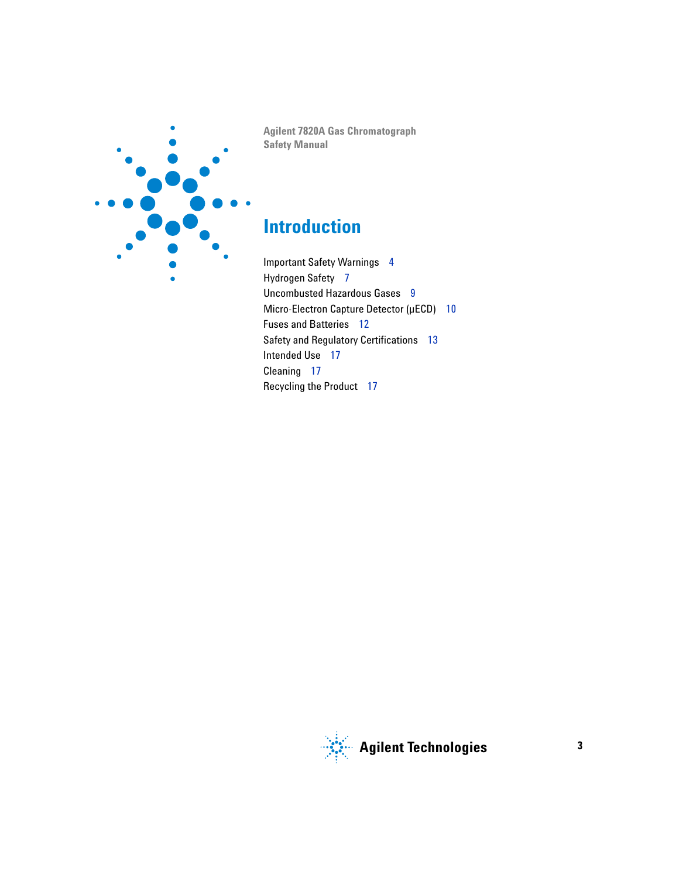Agilent 7820A Gas Chromatograph
Safety Manual

# Introduction

Important Safety Warnings 4
Hydrogen Safety 7
Uncombusted Hazardous Gases 9
Micro-Electron Capture Detector (μECD) 10
Fuses and Batteries 12
Safety and Regulatory Certifications 13
Intended Use 17
Cleaning 17
Recycling the Product 17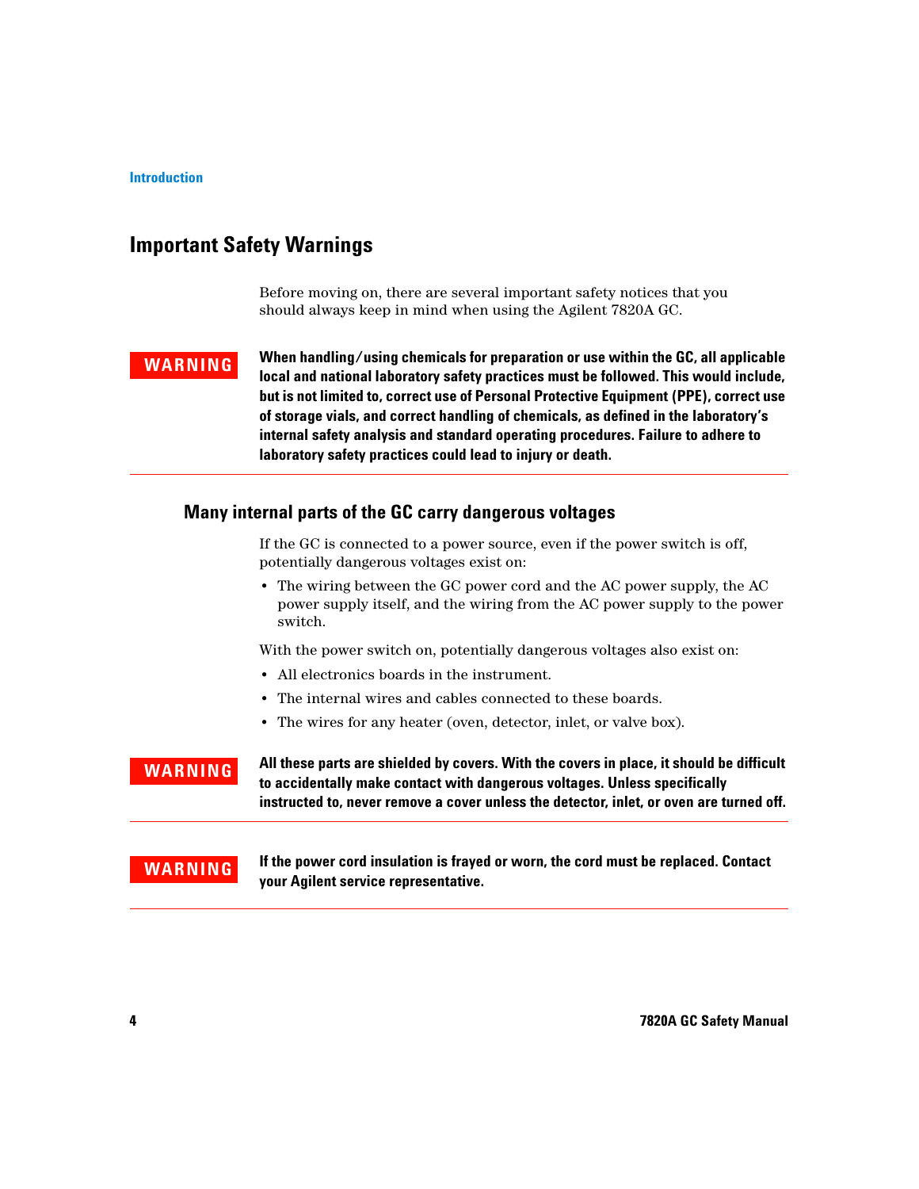## Important Safety Warnings

Before moving on, there are several important safety notices that you should always keep in mind when using the Agilent 7820A GC.

**WARNING**

**When handling/using chemicals for preparation or use within the GC, all applicable local and national laboratory safety practices must be followed. This would include, but is not limited to, correct use of Personal Protective Equipment (PPE), correct use of storage vials, and correct handling of chemicals, as defined in the laboratory's internal safety analysis and standard operating procedures. Failure to adhere to laboratory safety practices could lead to injury or death.**

### Many internal parts of the GC carry dangerous voltages

If the GC is connected to a power source, even if the power switch is off, potentially dangerous voltages exist on:

- The wiring between the GC power cord and the AC power supply, the AC power supply itself, and the wiring from the AC power supply to the power switch.

With the power switch on, potentially dangerous voltages also exist on:

- All electronics boards in the instrument.
- The internal wires and cables connected to these boards.
- The wires for any heater (oven, detector, inlet, or valve box).

**WARNING**

**All these parts are shielded by covers. With the covers in place, it should be difficult to accidentally make contact with dangerous voltages. Unless specifically instructed to, never remove a cover unless the detector, inlet, or oven are turned off.**

**WARNING**

**If the power cord insulation is frayed or worn, the cord must be replaced. Contact your Agilent service representative.**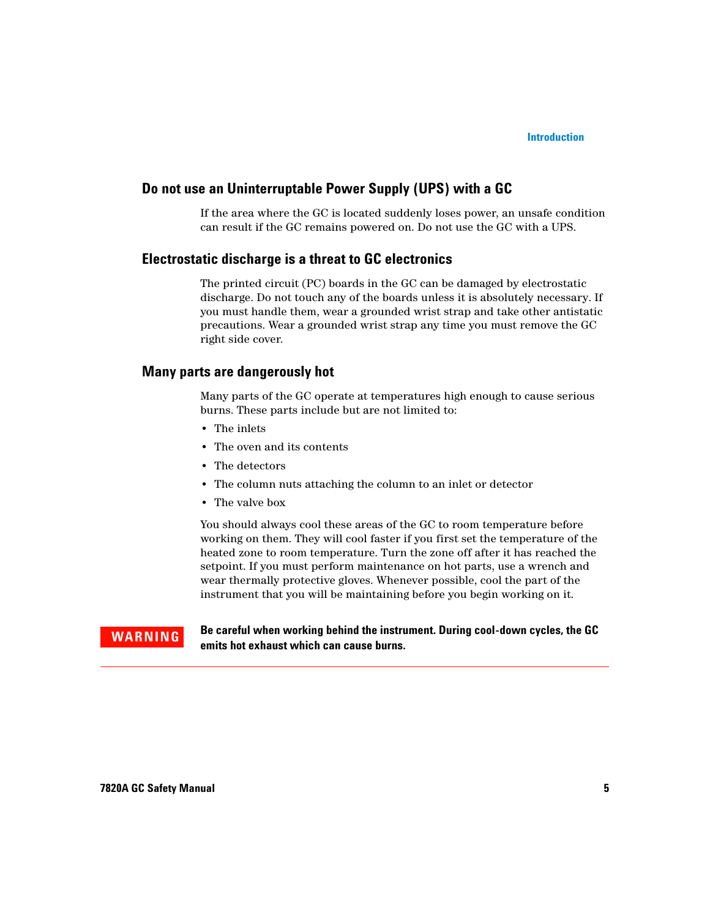## Do not use an Uninterruptable Power Supply (UPS) with a GC

If the area where the GC is located suddenly loses power, an unsafe condition can result if the GC remains powered on. Do not use the GC with a UPS.

## Electrostatic discharge is a threat to GC electronics

The printed circuit (PC) boards in the GC can be damaged by electrostatic discharge. Do not touch any of the boards unless it is absolutely necessary. If you must handle them, wear a grounded wrist strap and take other antistatic precautions. Wear a grounded wrist strap any time you must remove the GC right side cover.

## Many parts are dangerously hot

Many parts of the GC operate at temperatures high enough to cause serious burns. These parts include but are not limited to:

- The inlets
- The oven and its contents
- The detectors
- The column nuts attaching the column to an inlet or detector
- The valve box

You should always cool these areas of the GC to room temperature before working on them. They will cool faster if you first set the temperature of the heated zone to room temperature. Turn the zone off after it has reached the setpoint. If you must perform maintenance on hot parts, use a wrench and wear thermally protective gloves. Whenever possible, cool the part of the instrument that you will be maintaining before you begin working on it.

**WARNING** **Be careful when working behind the instrument. During cool-down cycles, the GC emits hot exhaust which can cause burns.**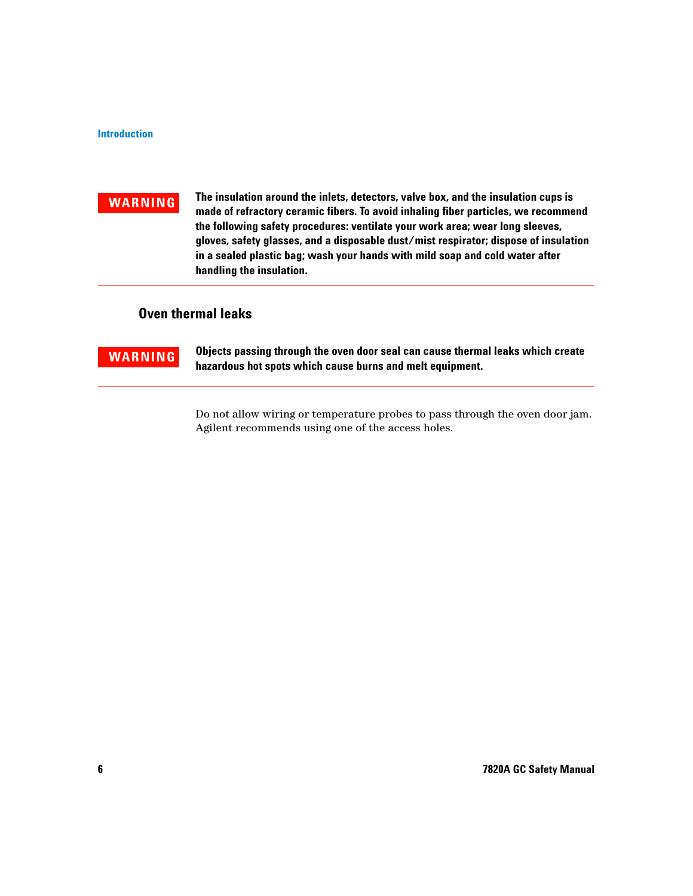**WARNING** **The insulation around the inlets, detectors, valve box, and the insulation cups is made of refractory ceramic fibers. To avoid inhaling fiber particles, we recommend the following safety procedures: ventilate your work area; wear long sleeves, gloves, safety glasses, and a disposable dust/mist respirator; dispose of insulation in a sealed plastic bag; wash your hands with mild soap and cold water after handling the insulation.**

## Oven thermal leaks

**WARNING** **Objects passing through the oven door seal can cause thermal leaks which create hazardous hot spots which cause burns and melt equipment.**

Do not allow wiring or temperature probes to pass through the oven door jam. Agilent recommends using one of the access holes.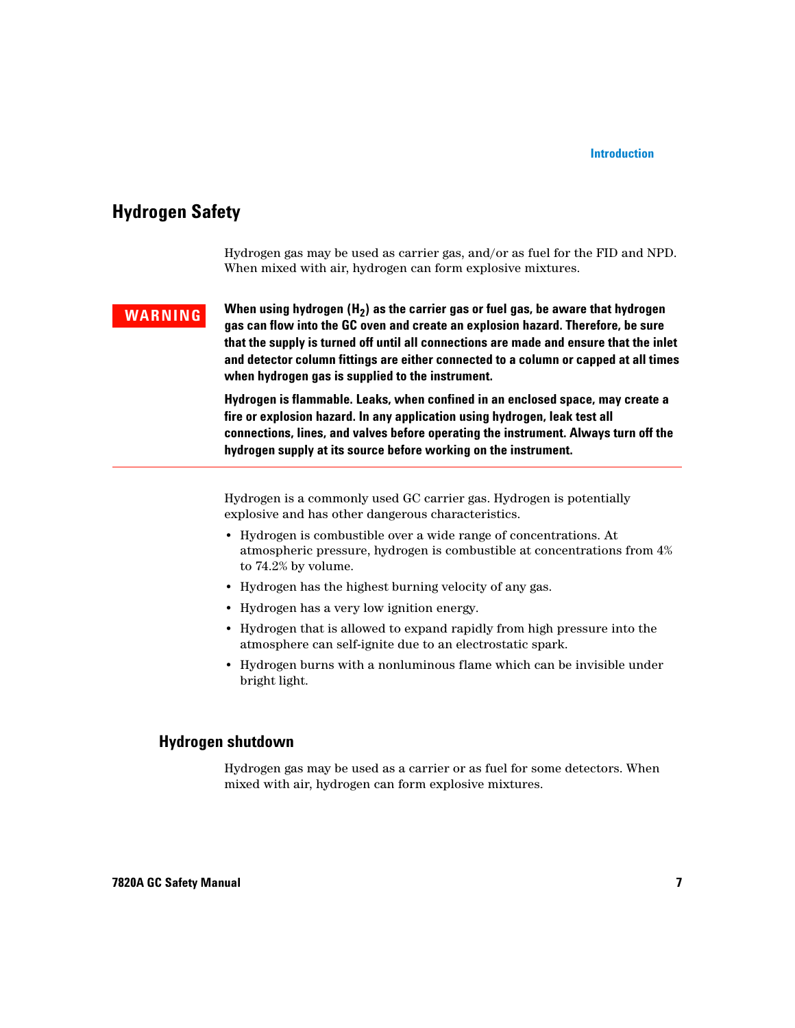## Hydrogen Safety

Hydrogen gas may be used as carrier gas, and/or as fuel for the FID and NPD. When mixed with air, hydrogen can form explosive mixtures.

**WARNING**

**When using hydrogen ($H_2$) as the carrier gas or fuel gas, be aware that hydrogen gas can flow into the GC oven and create an explosion hazard. Therefore, be sure that the supply is turned off until all connections are made and ensure that the inlet and detector column fittings are either connected to a column or capped at all times when hydrogen gas is supplied to the instrument.**

**Hydrogen is flammable. Leaks, when confined in an enclosed space, may create a fire or explosion hazard. In any application using hydrogen, leak test all connections, lines, and valves before operating the instrument. Always turn off the hydrogen supply at its source before working on the instrument.**

---

Hydrogen is a commonly used GC carrier gas. Hydrogen is potentially explosive and has other dangerous characteristics.

- Hydrogen is combustible over a wide range of concentrations. At atmospheric pressure, hydrogen is combustible at concentrations from 4% to 74.2% by volume.
- Hydrogen has the highest burning velocity of any gas.
- Hydrogen has a very low ignition energy.
- Hydrogen that is allowed to expand rapidly from high pressure into the atmosphere can self-ignite due to an electrostatic spark.
- Hydrogen burns with a nonluminous flame which can be invisible under bright light.

### Hydrogen shutdown

Hydrogen gas may be used as a carrier or as fuel for some detectors. When mixed with air, hydrogen can form explosive mixtures.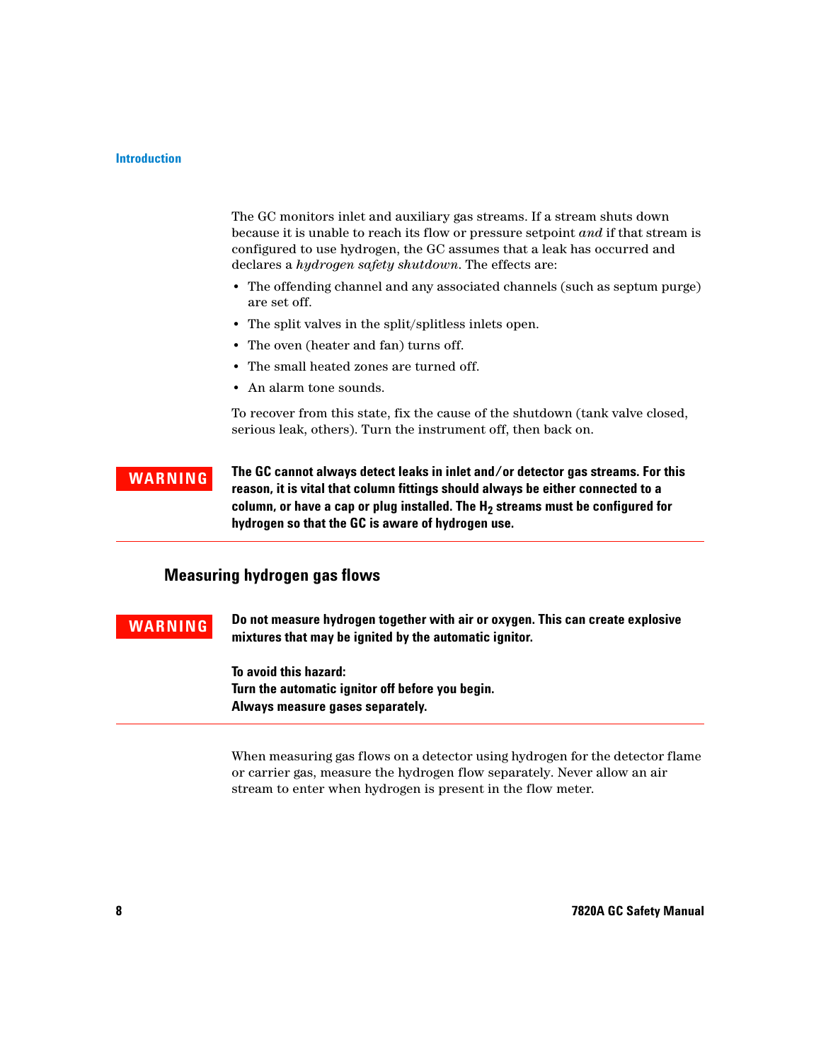The GC monitors inlet and auxiliary gas streams. If a stream shuts down because it is unable to reach its flow or pressure setpoint *and* if that stream is configured to use hydrogen, the GC assumes that a leak has occurred and declares a *hydrogen safety shutdown*. The effects are:

- The offending channel and any associated channels (such as septum purge) are set off.
- The split valves in the split/splitless inlets open.
- The oven (heater and fan) turns off.
- The small heated zones are turned off.
- An alarm tone sounds.

To recover from this state, fix the cause of the shutdown (tank valve closed, serious leak, others). Turn the instrument off, then back on.

**WARNING**

**The GC cannot always detect leaks in inlet and/or detector gas streams. For this reason, it is vital that column fittings should always be either connected to a column, or have a cap or plug installed. The $H_2$ streams must be configured for hydrogen so that the GC is aware of hydrogen use.**

---

## Measuring hydrogen gas flows

**WARNING**

**Do not measure hydrogen together with air or oxygen. This can create explosive mixtures that may be ignited by the automatic ignitor.**

**To avoid this hazard:**
**Turn the automatic ignitor off before you begin.**
**Always measure gases separately.**

---

When measuring gas flows on a detector using hydrogen for the detector flame or carrier gas, measure the hydrogen flow separately. Never allow an air stream to enter when hydrogen is present in the flow meter.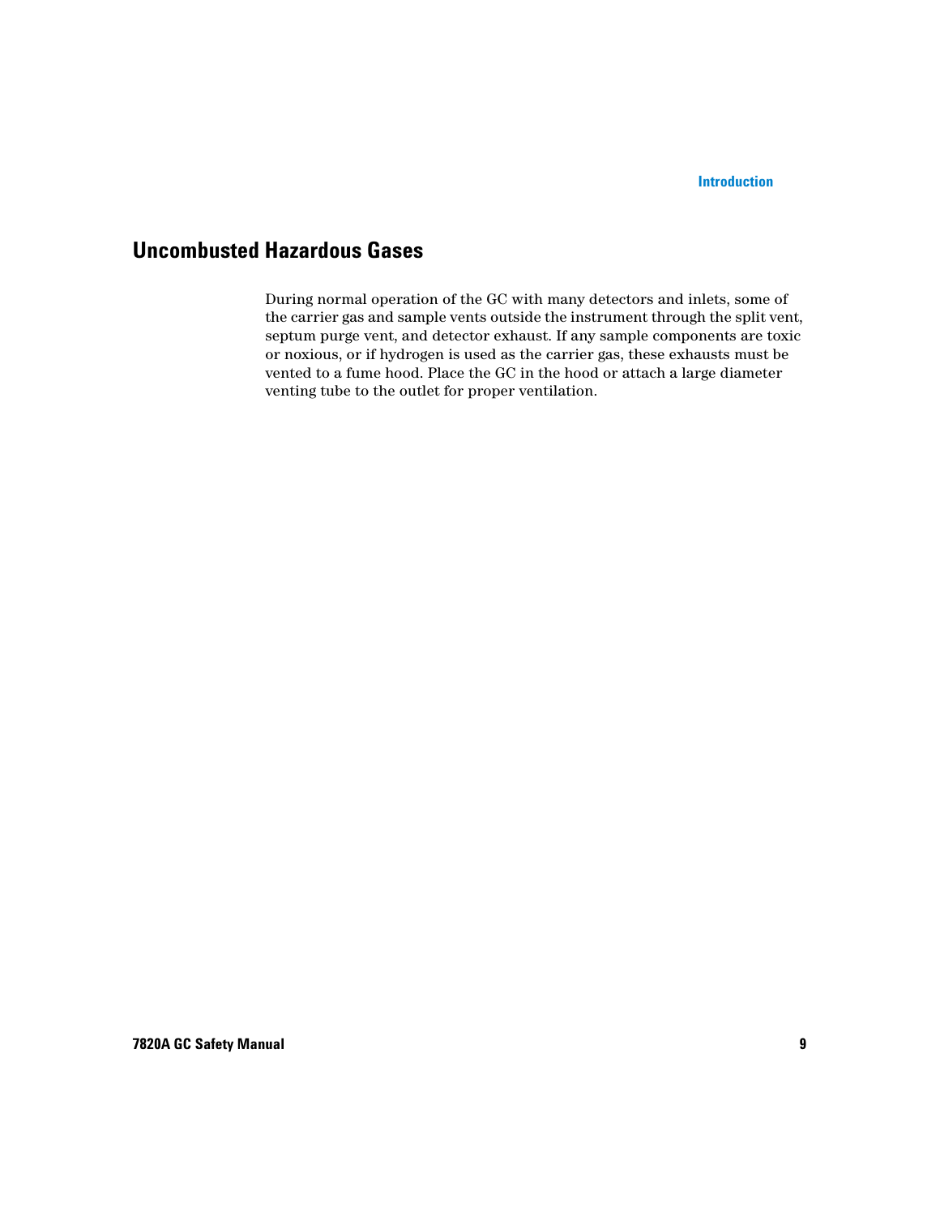## Uncombusted Hazardous Gases

During normal operation of the GC with many detectors and inlets, some of the carrier gas and sample vents outside the instrument through the split vent, septum purge vent, and detector exhaust. If any sample components are toxic or noxious, or if hydrogen is used as the carrier gas, these exhausts must be vented to a fume hood. Place the GC in the hood or attach a large diameter venting tube to the outlet for proper ventilation.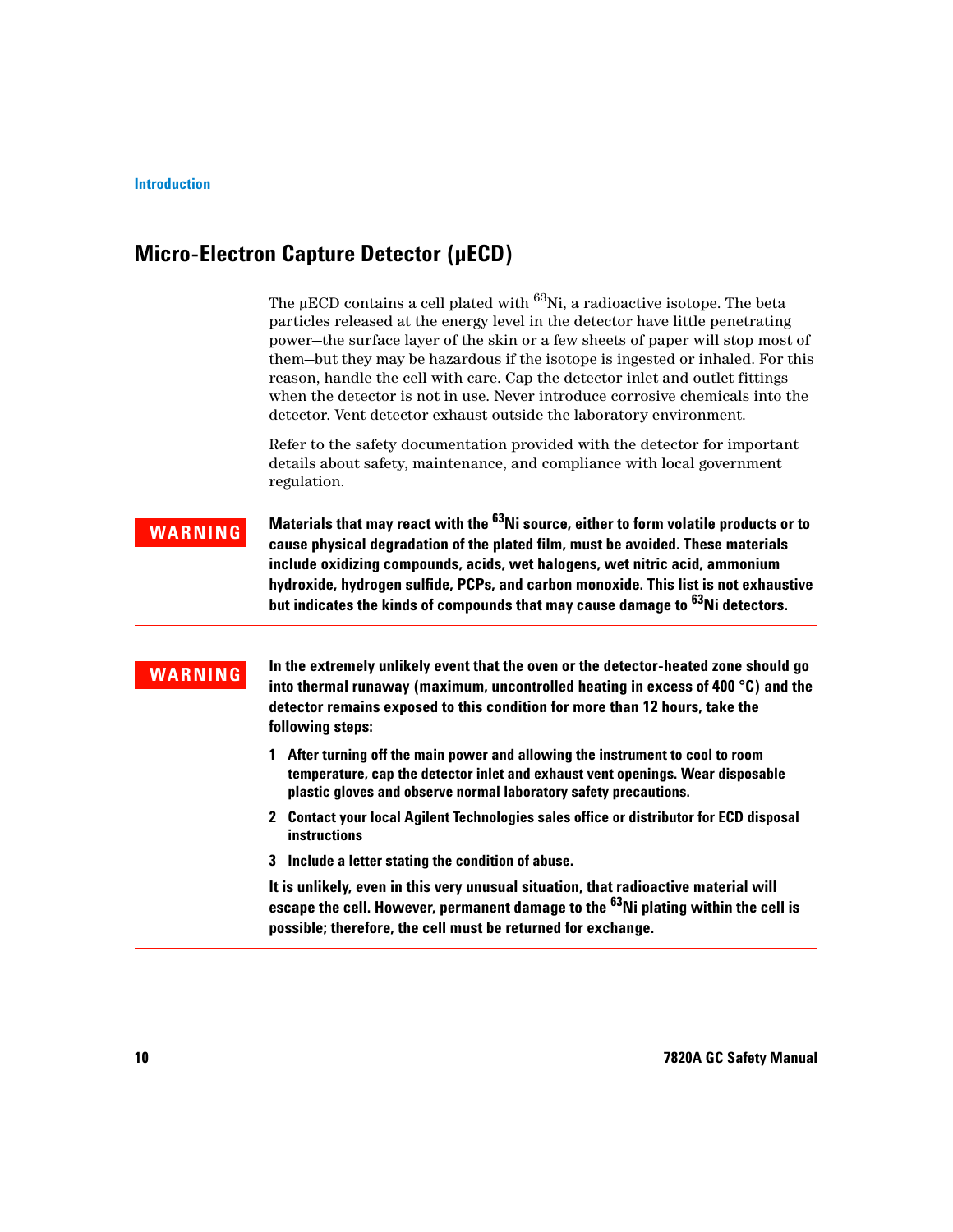## Micro-Electron Capture Detector (μECD)

The μECD contains a cell plated with $^{63}$Ni, a radioactive isotope. The beta particles released at the energy level in the detector have little penetrating power—the surface layer of the skin or a few sheets of paper will stop most of them—but they may be hazardous if the isotope is ingested or inhaled. For this reason, handle the cell with care. Cap the detector inlet and outlet fittings when the detector is not in use. Never introduce corrosive chemicals into the detector. Vent detector exhaust outside the laboratory environment.

Refer to the safety documentation provided with the detector for important details about safety, maintenance, and compliance with local government regulation.

**WARNING**

**Materials that may react with the $^{63}$Ni source, either to form volatile products or to cause physical degradation of the plated film, must be avoided. These materials include oxidizing compounds, acids, wet halogens, wet nitric acid, ammonium hydroxide, hydrogen sulfide, PCPs, and carbon monoxide. This list is not exhaustive but indicates the kinds of compounds that may cause damage to $^{63}$Ni detectors.**

---

**WARNING**

**In the extremely unlikely event that the oven or the detector-heated zone should go into thermal runaway (maximum, uncontrolled heating in excess of 400 °C) and the detector remains exposed to this condition for more than 12 hours, take the following steps:**

1. **After turning off the main power and allowing the instrument to cool to room temperature, cap the detector inlet and exhaust vent openings. Wear disposable plastic gloves and observe normal laboratory safety precautions.**
2. **Contact your local Agilent Technologies sales office or distributor for ECD disposal instructions**
3. **Include a letter stating the condition of abuse.**

**It is unlikely, even in this very unusual situation, that radioactive material will escape the cell. However, permanent damage to the $^{63}$Ni plating within the cell is possible; therefore, the cell must be returned for exchange.**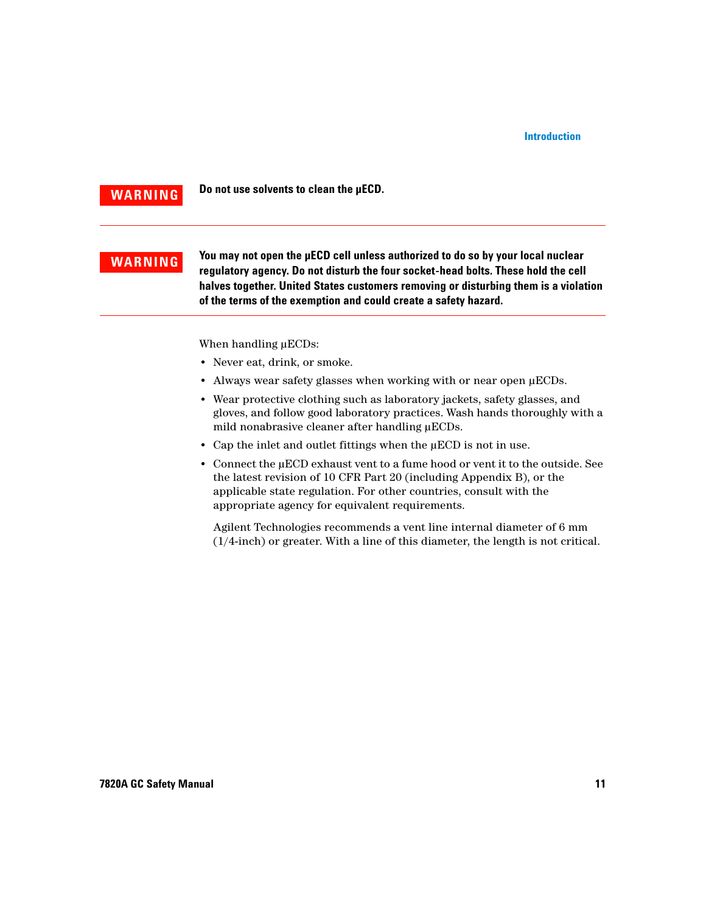**WARNING** **Do not use solvents to clean the μECD.**

---

**WARNING** **You may not open the μECD cell unless authorized to do so by your local nuclear regulatory agency. Do not disturb the four socket-head bolts. These hold the cell halves together. United States customers removing or disturbing them is a violation of the terms of the exemption and could create a safety hazard.**

---

When handling μECDs:

- Never eat, drink, or smoke.
- Always wear safety glasses when working with or near open μECDs.
- Wear protective clothing such as laboratory jackets, safety glasses, and gloves, and follow good laboratory practices. Wash hands thoroughly with a mild nonabrasive cleaner after handling μECDs.
- Cap the inlet and outlet fittings when the μECD is not in use.
- Connect the μECD exhaust vent to a fume hood or vent it to the outside. See the latest revision of 10 CFR Part 20 (including Appendix B), or the applicable state regulation. For other countries, consult with the appropriate agency for equivalent requirements.

  Agilent Technologies recommends a vent line internal diameter of 6 mm (1/4-inch) or greater. With a line of this diameter, the length is not critical.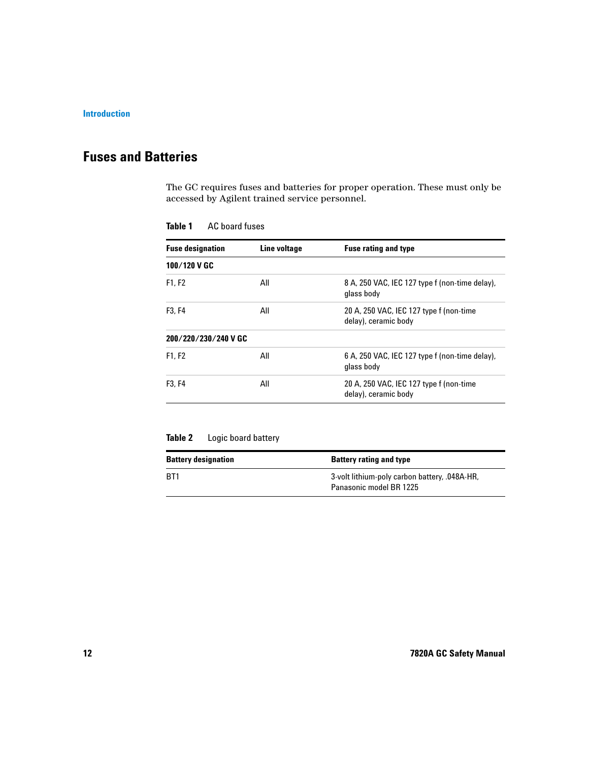## Fuses and Batteries

The GC requires fuses and batteries for proper operation. These must only be accessed by Agilent trained service personnel.

**Table 1** AC board fuses

| Fuse designation | Line voltage | Fuse rating and type |
|---|---|---|
| **100/120 V GC** | | |
| F1, F2 | All | 8 A, 250 VAC, IEC 127 type f (non-time delay), glass body |
| F3, F4 | All | 20 A, 250 VAC, IEC 127 type f (non-time delay), ceramic body |
| **200/220/230/240 V GC** | | |
| F1, F2 | All | 6 A, 250 VAC, IEC 127 type f (non-time delay), glass body |
| F3, F4 | All | 20 A, 250 VAC, IEC 127 type f (non-time delay), ceramic body |

**Table 2** Logic board battery

| Battery designation | Battery rating and type |
|---|---|
| BT1 | 3-volt lithium-poly carbon battery, .048A-HR, Panasonic model BR 1225 |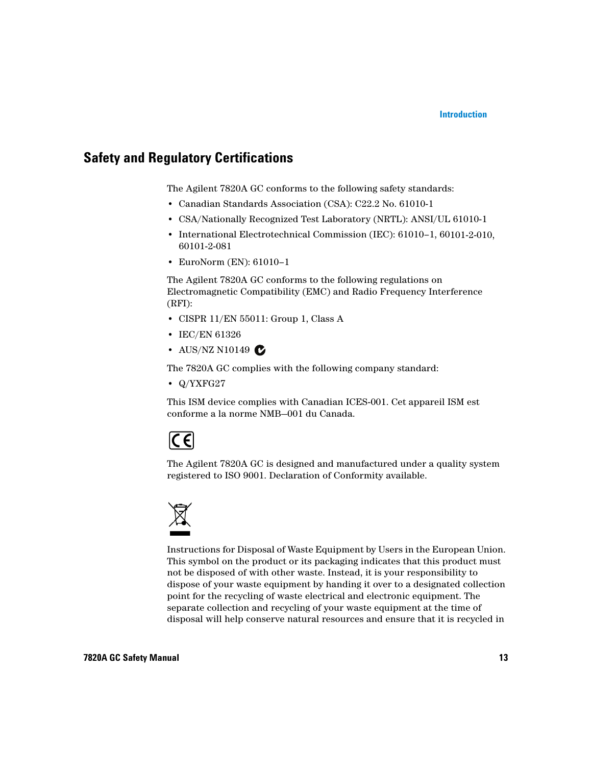## Safety and Regulatory Certifications

The Agilent 7820A GC conforms to the following safety standards:

- Canadian Standards Association (CSA): C22.2 No. 61010-1
- CSA/Nationally Recognized Test Laboratory (NRTL): ANSI/UL 61010-1
- International Electrotechnical Commission (IEC): 61010–1, 60101-2-010, 60101-2-081
- EuroNorm (EN): 61010–1

The Agilent 7820A GC conforms to the following regulations on Electromagnetic Compatibility (EMC) and Radio Frequency Interference (RFI):

- CISPR 11/EN 55011: Group 1, Class A
- IEC/EN 61326
- AUS/NZ N10149

The 7820A GC complies with the following company standard:

- Q/YXFG27

This ISM device complies with Canadian ICES-001. Cet appareil ISM est conforme a la norme NMB—001 du Canada.

The Agilent 7820A GC is designed and manufactured under a quality system registered to ISO 9001. Declaration of Conformity available.

Instructions for Disposal of Waste Equipment by Users in the European Union. This symbol on the product or its packaging indicates that this product must not be disposed of with other waste. Instead, it is your responsibility to dispose of your waste equipment by handing it over to a designated collection point for the recycling of waste electrical and electronic equipment. The separate collection and recycling of your waste equipment at the time of disposal will help conserve natural resources and ensure that it is recycled in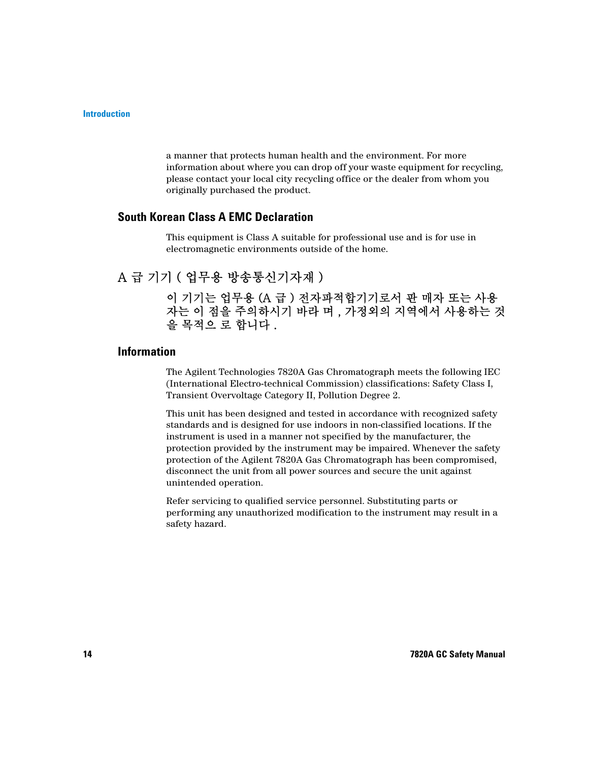a manner that protects human health and the environment. For more information about where you can drop off your waste equipment for recycling, please contact your local city recycling office or the dealer from whom you originally purchased the product.

## South Korean Class A EMC Declaration

This equipment is Class A suitable for professional use and is for use in electromagnetic environments outside of the home.

## A 급 기기 ( 업무용 방송통신기자재 )

이 기기는 업무용 (A 급 ) 전자파적합기기로서 판 매자 또는 사용자는 이 점을 주의하시기 바라 며 , 가정외의 지역에서 사용하는 것을 목적으 로 합니다 .

## Information

The Agilent Technologies 7820A Gas Chromatograph meets the following IEC (International Electro-technical Commission) classifications: Safety Class I, Transient Overvoltage Category II, Pollution Degree 2.

This unit has been designed and tested in accordance with recognized safety standards and is designed for use indoors in non-classified locations. If the instrument is used in a manner not specified by the manufacturer, the protection provided by the instrument may be impaired. Whenever the safety protection of the Agilent 7820A Gas Chromatograph has been compromised, disconnect the unit from all power sources and secure the unit against unintended operation.

Refer servicing to qualified service personnel. Substituting parts or performing any unauthorized modification to the instrument may result in a safety hazard.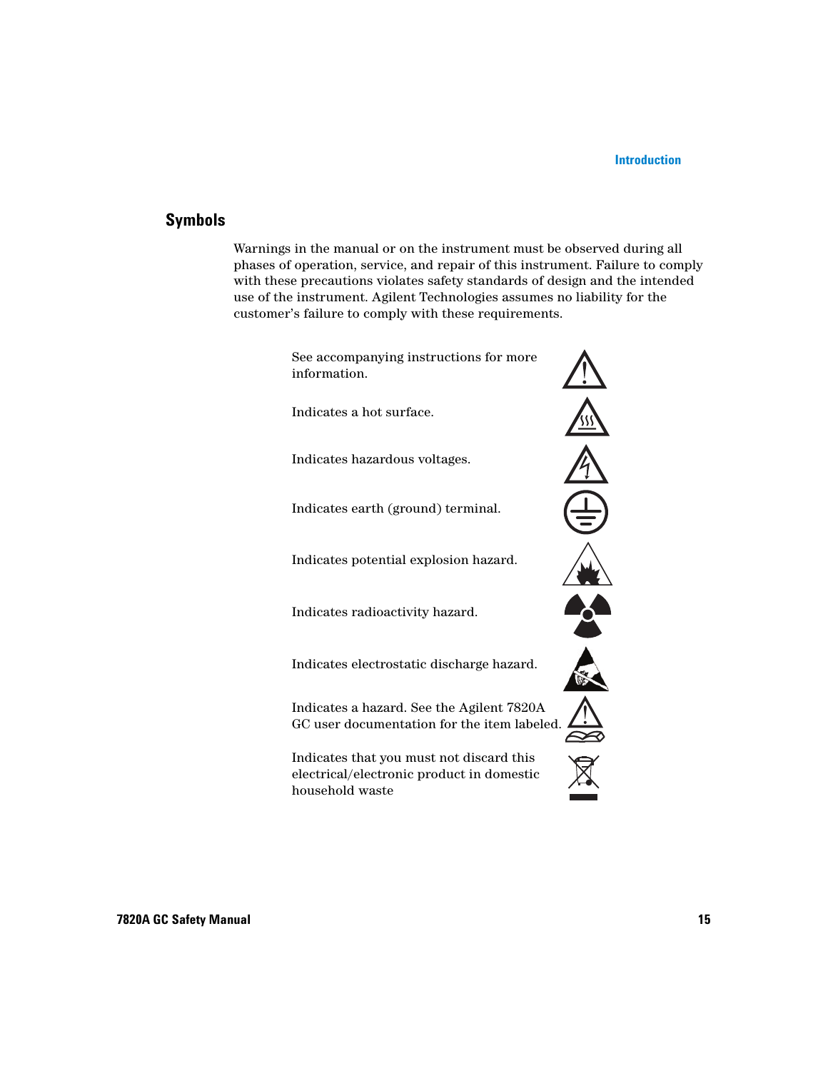## Symbols

Warnings in the manual or on the instrument must be observed during all phases of operation, service, and repair of this instrument. Failure to comply with these precautions violates safety standards of design and the intended use of the instrument. Agilent Technologies assumes no liability for the customer's failure to comply with these requirements.

See accompanying instructions for more information.

Indicates a hot surface.

Indicates hazardous voltages.

Indicates earth (ground) terminal.

Indicates potential explosion hazard.

Indicates radioactivity hazard.

Indicates electrostatic discharge hazard.

Indicates a hazard. See the Agilent 7820A GC user documentation for the item labeled.

Indicates that you must not discard this electrical/electronic product in domestic household waste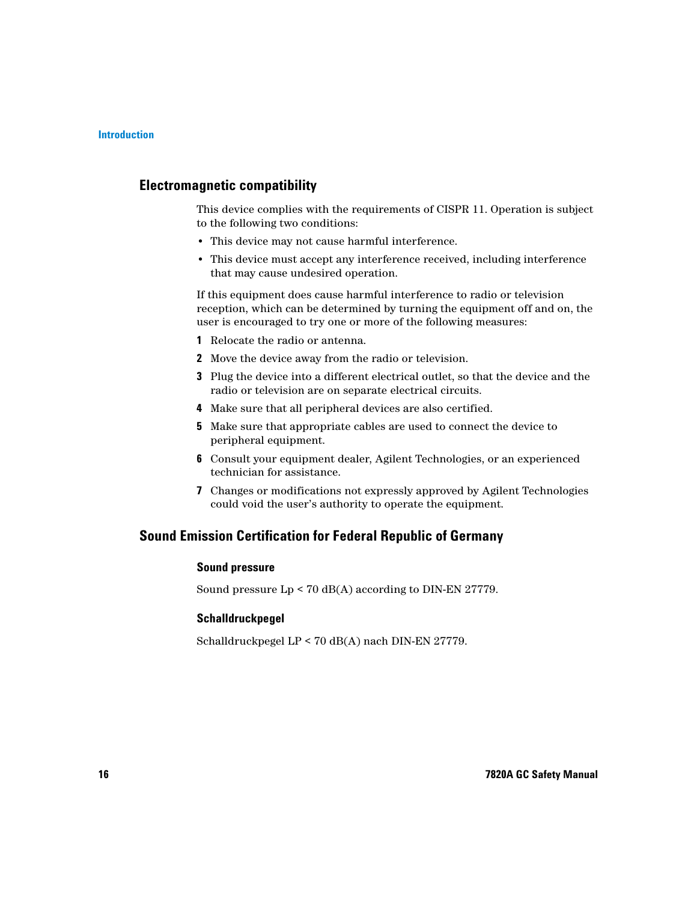## Electromagnetic compatibility

This device complies with the requirements of CISPR 11. Operation is subject to the following two conditions:

- This device may not cause harmful interference.
- This device must accept any interference received, including interference that may cause undesired operation.

If this equipment does cause harmful interference to radio or television reception, which can be determined by turning the equipment off and on, the user is encouraged to try one or more of the following measures:

1. Relocate the radio or antenna.
2. Move the device away from the radio or television.
3. Plug the device into a different electrical outlet, so that the device and the radio or television are on separate electrical circuits.
4. Make sure that all peripheral devices are also certified.
5. Make sure that appropriate cables are used to connect the device to peripheral equipment.
6. Consult your equipment dealer, Agilent Technologies, or an experienced technician for assistance.
7. Changes or modifications not expressly approved by Agilent Technologies could void the user's authority to operate the equipment.

## Sound Emission Certification for Federal Republic of Germany

### Sound pressure

Sound pressure Lp < 70 dB(A) according to DIN-EN 27779.

### Schalldruckpegel

Schalldruckpegel LP < 70 dB(A) nach DIN-EN 27779.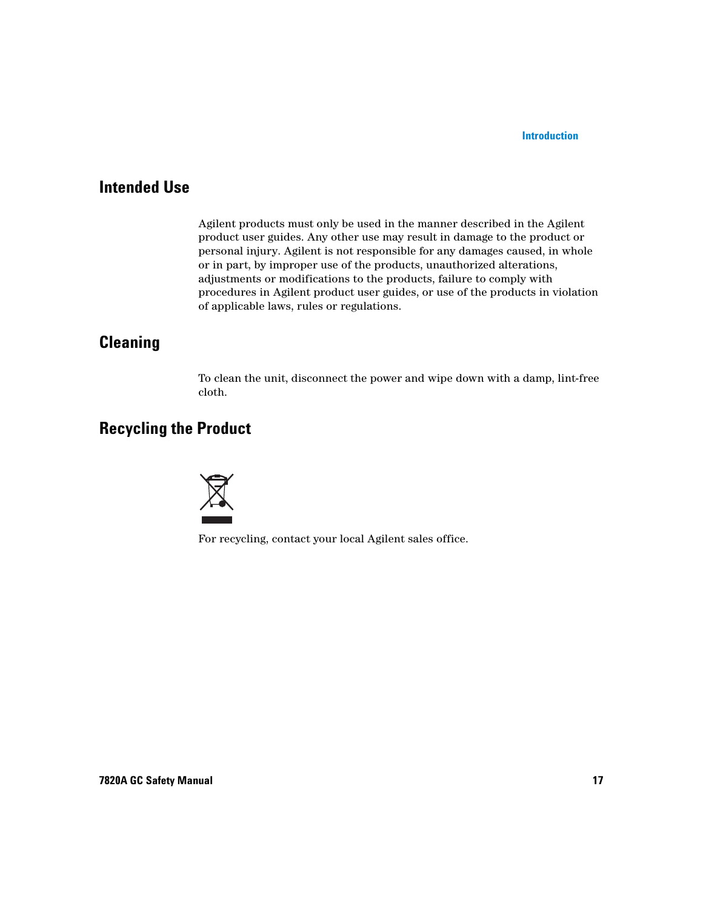## Intended Use

Agilent products must only be used in the manner described in the Agilent product user guides. Any other use may result in damage to the product or personal injury. Agilent is not responsible for any damages caused, in whole or in part, by improper use of the products, unauthorized alterations, adjustments or modifications to the products, failure to comply with procedures in Agilent product user guides, or use of the products in violation of applicable laws, rules or regulations.

## Cleaning

To clean the unit, disconnect the power and wipe down with a damp, lint-free cloth.

## Recycling the Product

For recycling, contact your local Agilent sales office.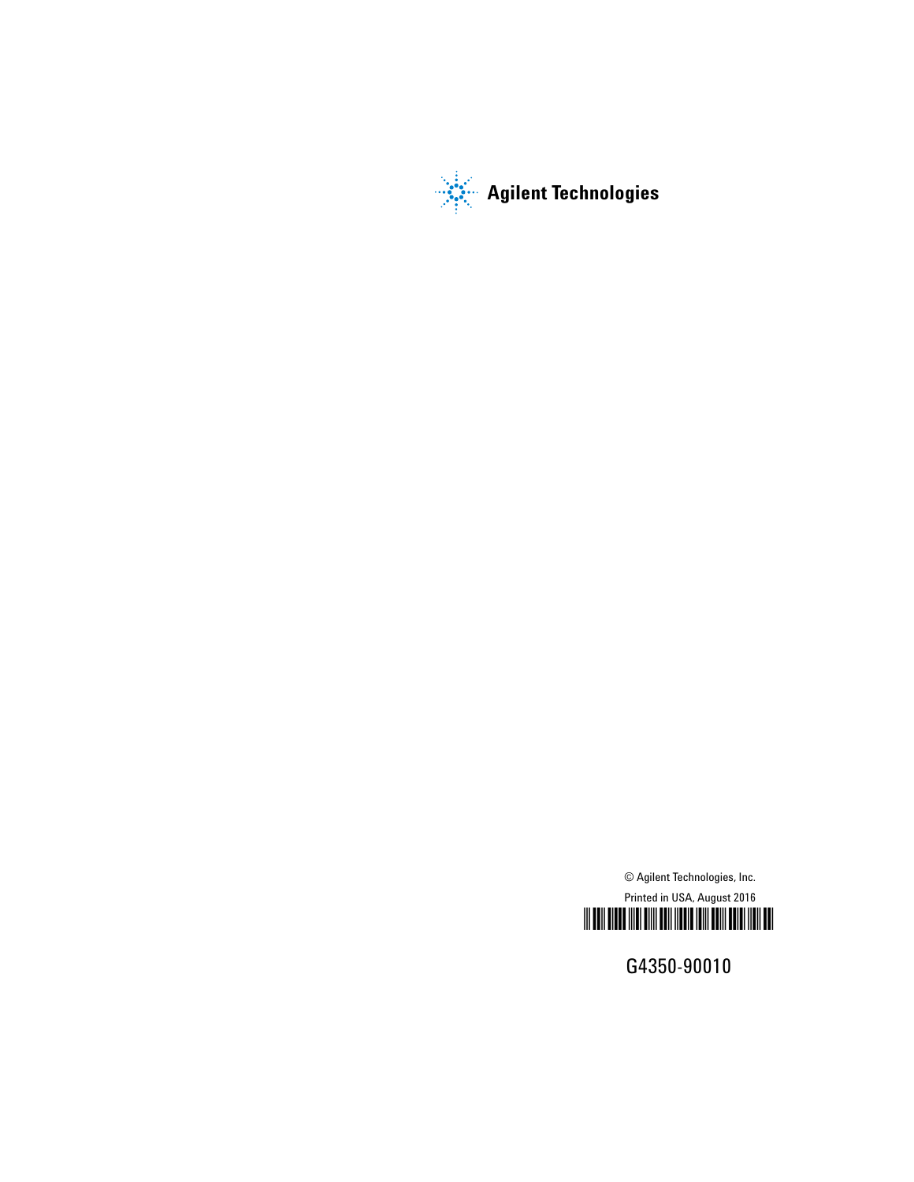Agilent Technologies

© Agilent Technologies, Inc.

Printed in USA, August 2016

G4350-90010